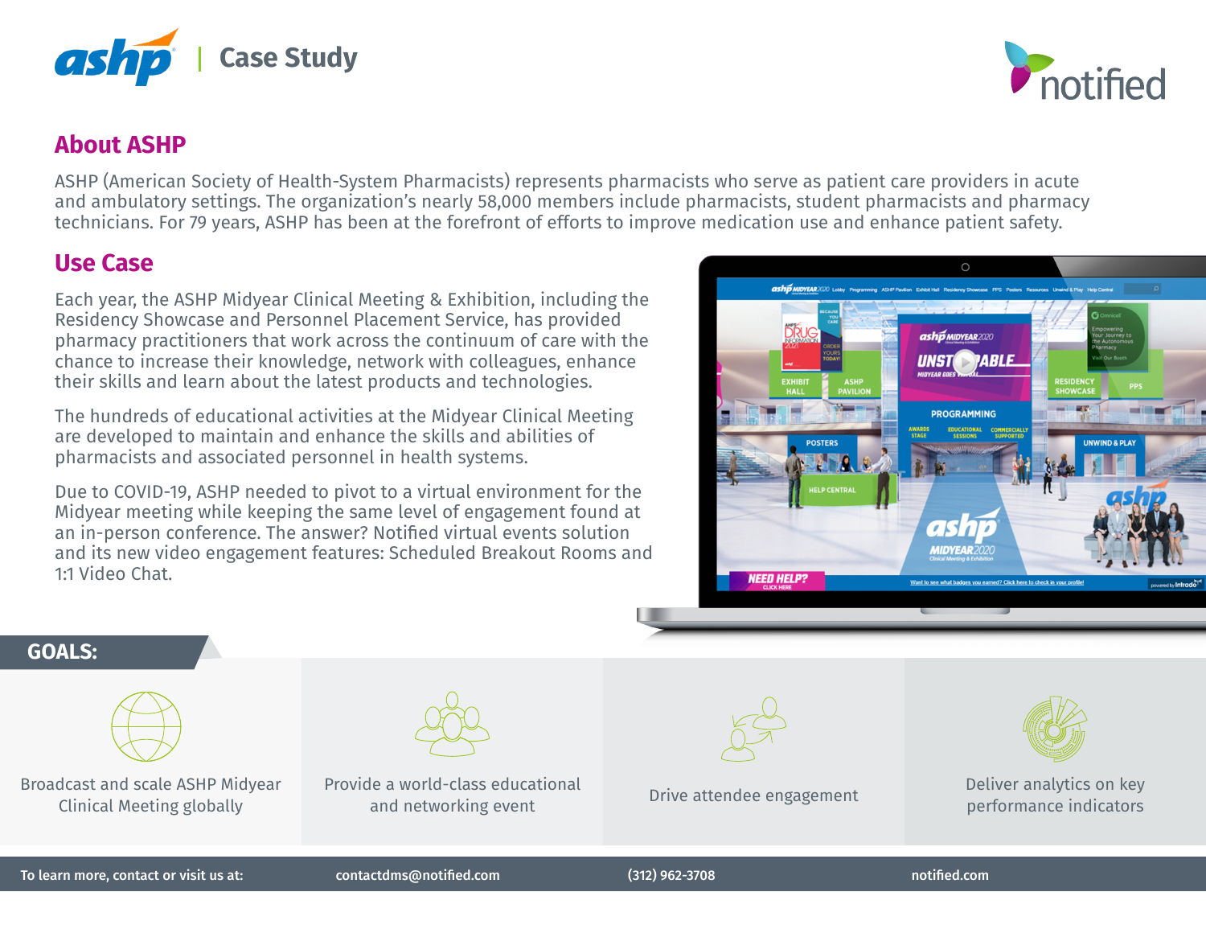ashp | Case Study

## About ASHP

ASHP (American Society of Health-System Pharmacists) represents pharmacists who serve as patient care providers in acute and ambulatory settings. The organization's nearly 58,000 members include pharmacists, student pharmacists and pharmacy technicians. For 79 years, ASHP has been at the forefront of efforts to improve medication use and enhance patient safety.

## Use Case

Each year, the ASHP Midyear Clinical Meeting & Exhibition, including the Residency Showcase and Personnel Placement Service, has provided pharmacy practitioners that work across the continuum of care with the chance to increase their knowledge, network with colleagues, enhance their skills and learn about the latest products and technologies.

The hundreds of educational activities at the Midyear Clinical Meeting are developed to maintain and enhance the skills and abilities of pharmacists and associated personnel in health systems.

Due to COVID-19, ASHP needed to pivot to a virtual environment for the Midyear meeting while keeping the same level of engagement found at an in-person conference. The answer? Notified virtual events solution and its new video engagement features: Scheduled Breakout Rooms and 1:1 Video Chat.

## GOALS:

- Broadcast and scale ASHP Midyear Clinical Meeting globally
- Provide a world-class educational and networking event
- Drive attendee engagement
- Deliver analytics on key performance indicators

**To learn more, contact or visit us at:** contactdms@notified.com | (312) 962-3708 | notified.com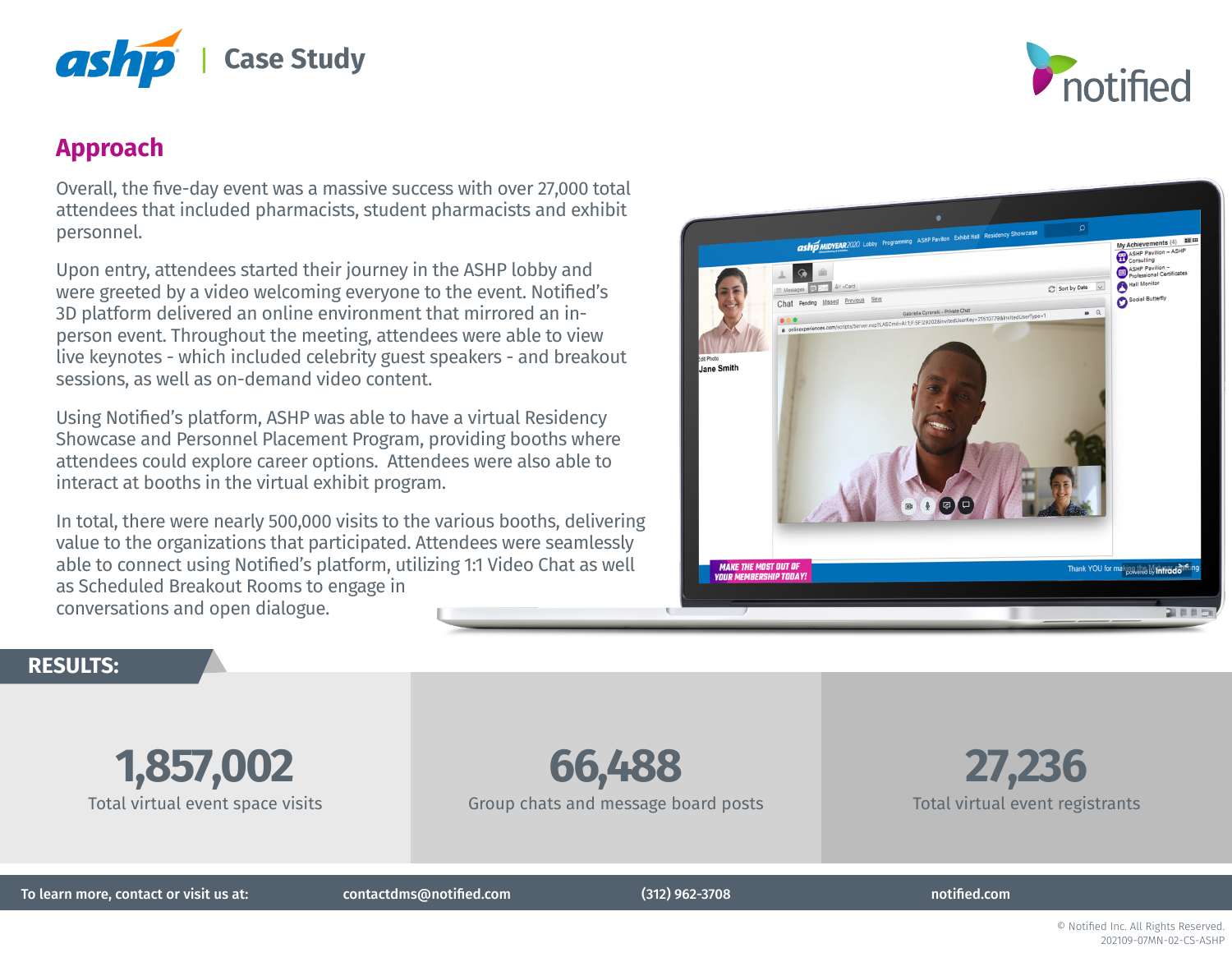ashp | Case Study

notified

## Approach

Overall, the five-day event was a massive success with over 27,000 total attendees that included pharmacists, student pharmacists and exhibit personnel.

Upon entry, attendees started their journey in the ASHP lobby and were greeted by a video welcoming everyone to the event. Notified's 3D platform delivered an online environment that mirrored an in-person event. Throughout the meeting, attendees were able to view live keynotes - which included celebrity guest speakers - and breakout sessions, as well as on-demand video content.

Using Notified's platform, ASHP was able to have a virtual Residency Showcase and Personnel Placement Program, providing booths where attendees could explore career options. Attendees were also able to interact at booths in the virtual exhibit program.

In total, there were nearly 500,000 visits to the various booths, delivering value to the organizations that participated. Attendees were seamlessly able to connect using Notified's platform, utilizing 1:1 Video Chat as well as Scheduled Breakout Rooms to engage in conversations and open dialogue.

## RESULTS:

**1,857,002**
Total virtual event space visits

**66,488**
Group chats and message board posts

**27,236**
Total virtual event registrants

To learn more, contact or visit us at: contactdms@notified.com | (312) 962-3708 | notified.com

© Notified Inc. All Rights Reserved.
202109-07MN-02-CS-ASHP